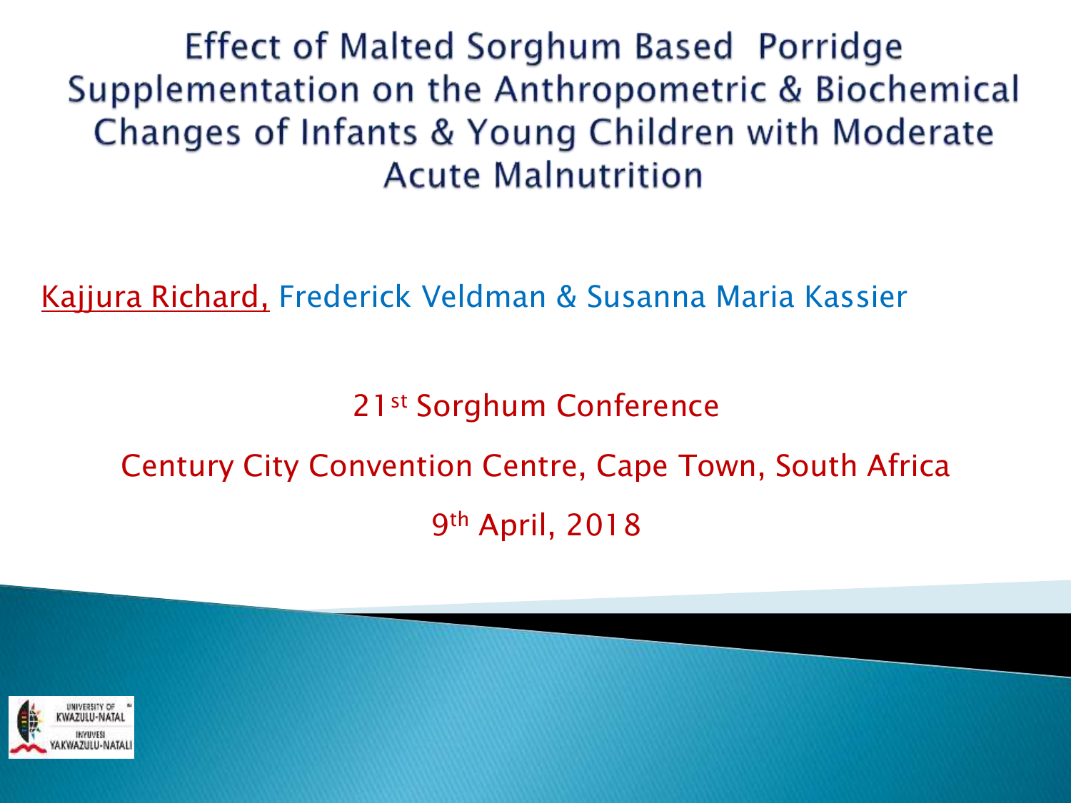# Effect of Malted Sorghum Based Porridge Supplementation on the Anthropometric & Biochemical Changes of Infants & Young Children with Moderate Acute Malnutrition

Kajjura Richard, Frederick Veldman & Susanna Maria Kassier

21st Sorghum Conference

Century City Convention Centre, Cape Town, South Africa

9th April, 2018

UNIVERSITY OF KWAZULU-NATAL
INYUVESI YAKWAZULU-NATALI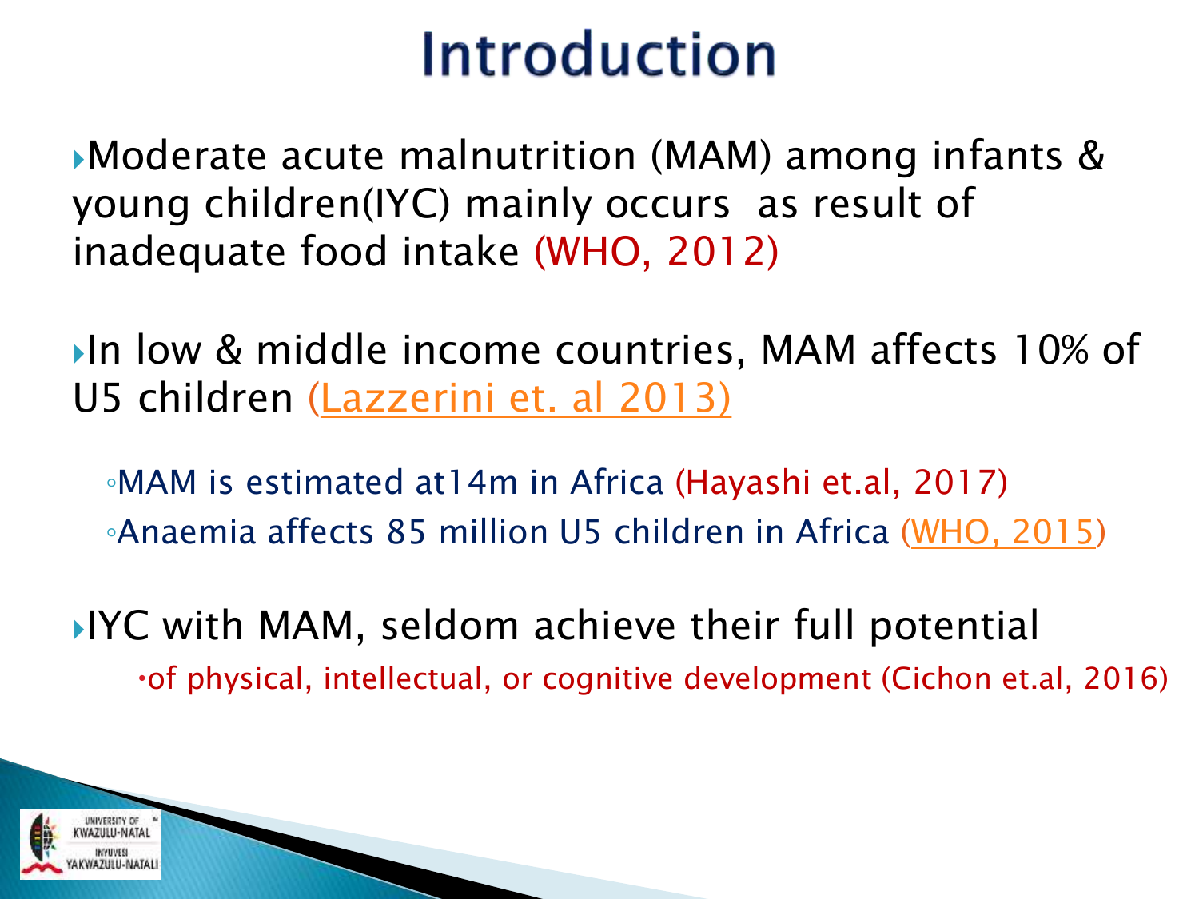# Introduction

- Moderate acute malnutrition (MAM) among infants & young children(IYC) mainly occurs as result of inadequate food intake (WHO, 2012)

- In low & middle income countries, MAM affects 10% of U5 children (Lazzerini et. al 2013)
  - MAM is estimated at14m in Africa (Hayashi et.al, 2017)
  - Anaemia affects 85 million U5 children in Africa (WHO, 2015)

- IYC with MAM, seldom achieve their full potential
  - of physical, intellectual, or cognitive development (Cichon et.al, 2016)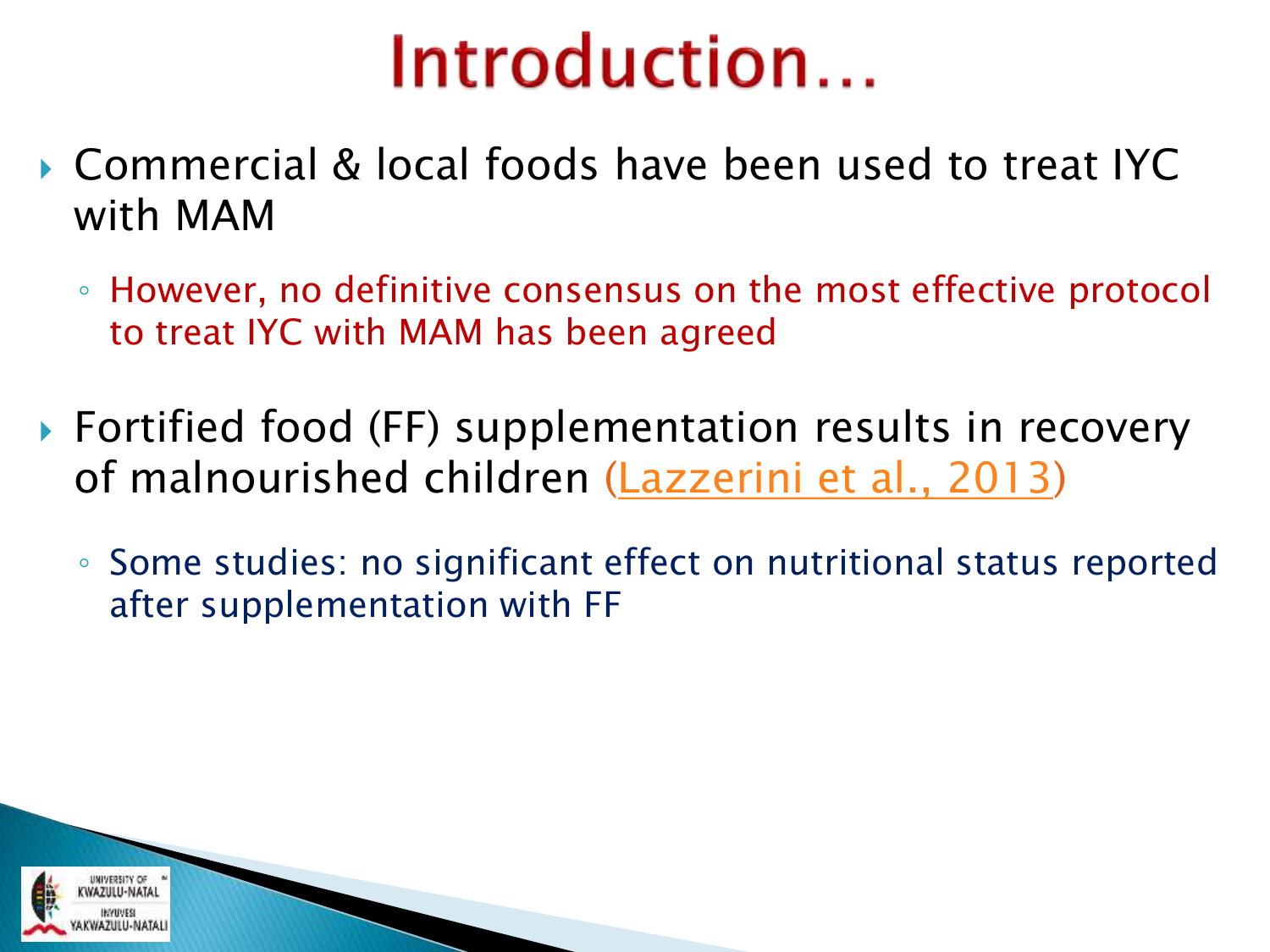# Introduction…

- Commercial & local foods have been used to treat IYC with MAM
  - However, no definitive consensus on the most effective protocol to treat IYC with MAM has been agreed
- Fortified food (FF) supplementation results in recovery of malnourished children (Lazzerini et al., 2013)
  - Some studies: no significant effect on nutritional status reported after supplementation with FF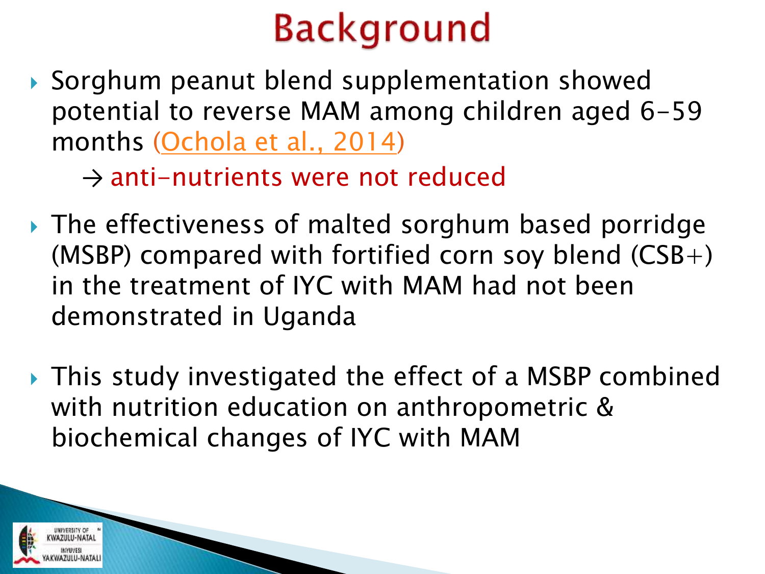# Background

- Sorghum peanut blend supplementation showed potential to reverse MAM among children aged 6-59 months (Ochola et al., 2014)

  → anti-nutrients were not reduced

- The effectiveness of malted sorghum based porridge (MSBP) compared with fortified corn soy blend (CSB+) in the treatment of IYC with MAM had not been demonstrated in Uganda

- This study investigated the effect of a MSBP combined with nutrition education on anthropometric & biochemical changes of IYC with MAM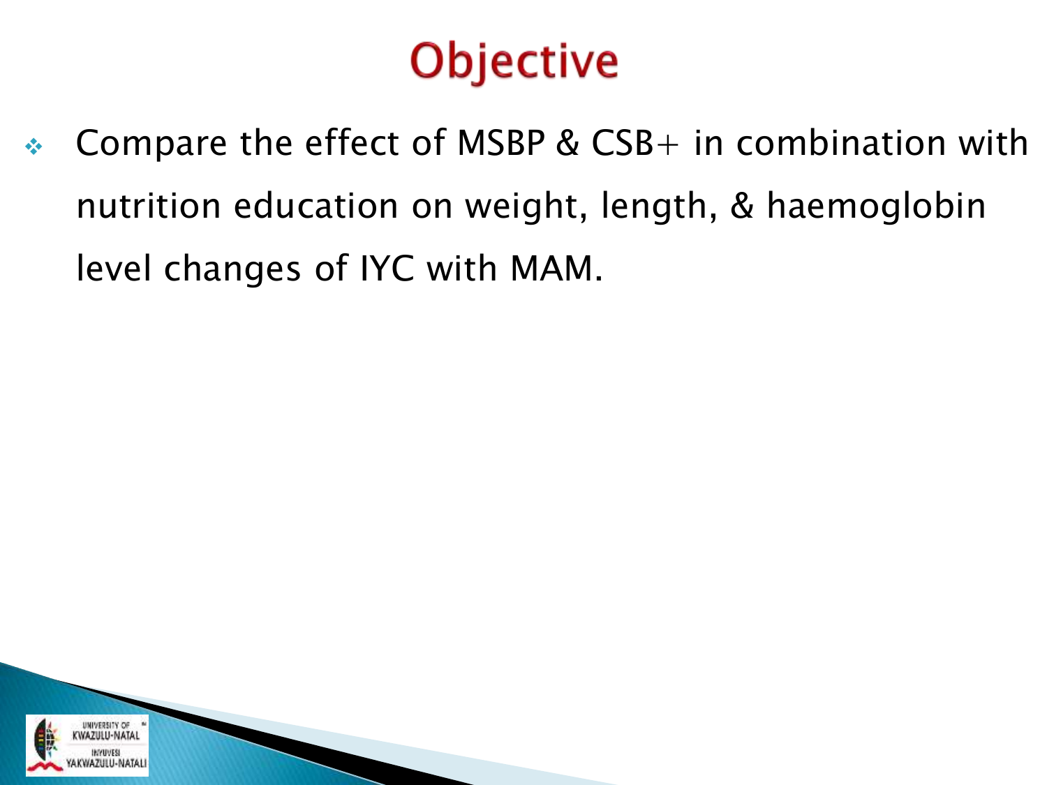# Objective

- Compare the effect of MSBP & CSB+ in combination with nutrition education on weight, length, & haemoglobin level changes of IYC with MAM.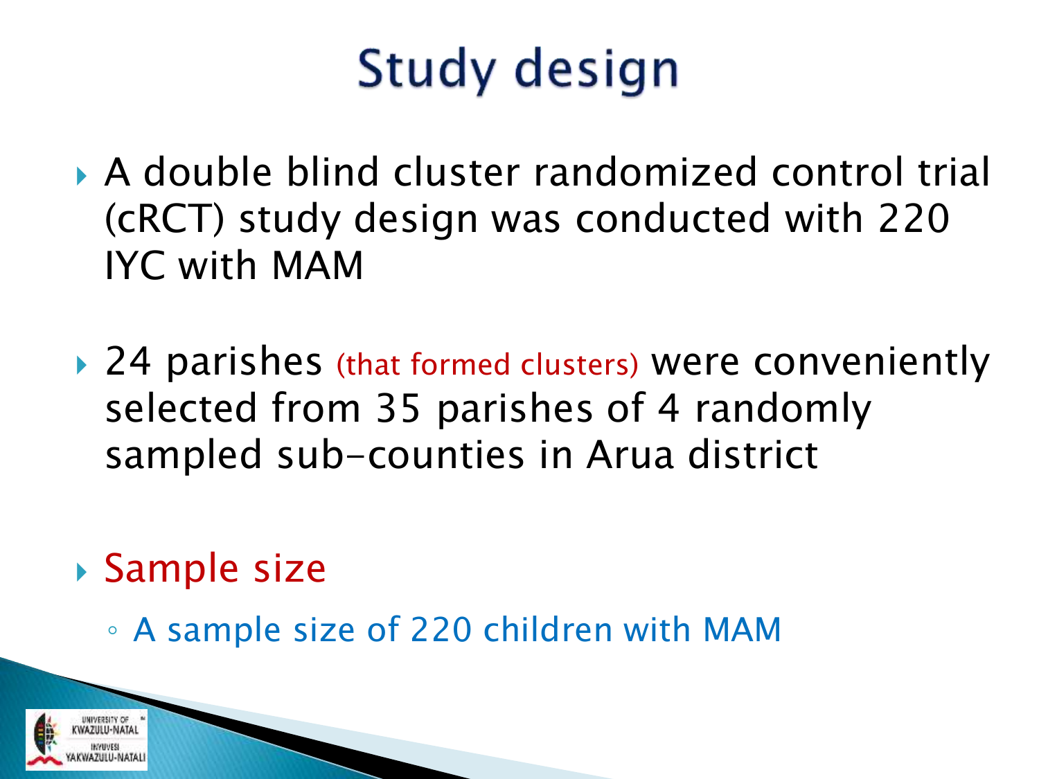# Study design

- A double blind cluster randomized control trial (cRCT) study design was conducted with 220 IYC with MAM

- 24 parishes (that formed clusters) were conveniently selected from 35 parishes of 4 randomly sampled sub-counties in Arua district

- Sample size
  - A sample size of 220 children with MAM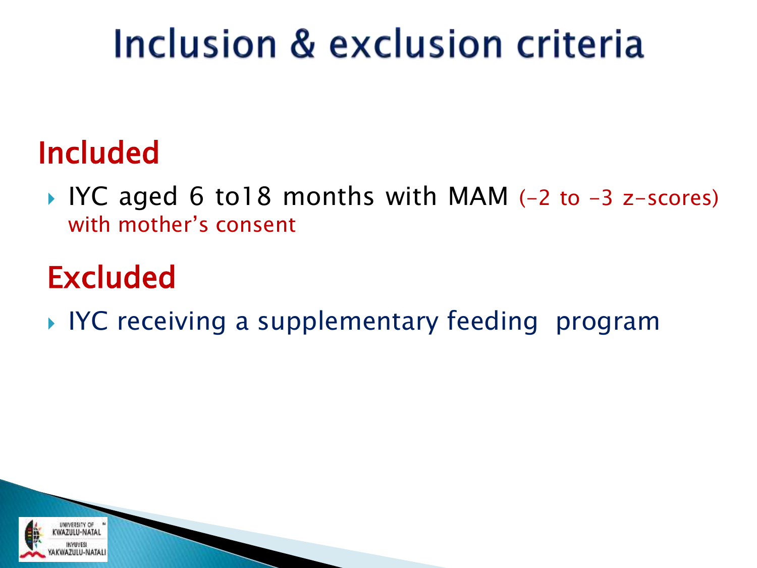# Inclusion & exclusion criteria

## Included

- IYC aged 6 to18 months with MAM (-2 to -3 z-scores) with mother's consent

## Excluded

- IYC receiving a supplementary feeding program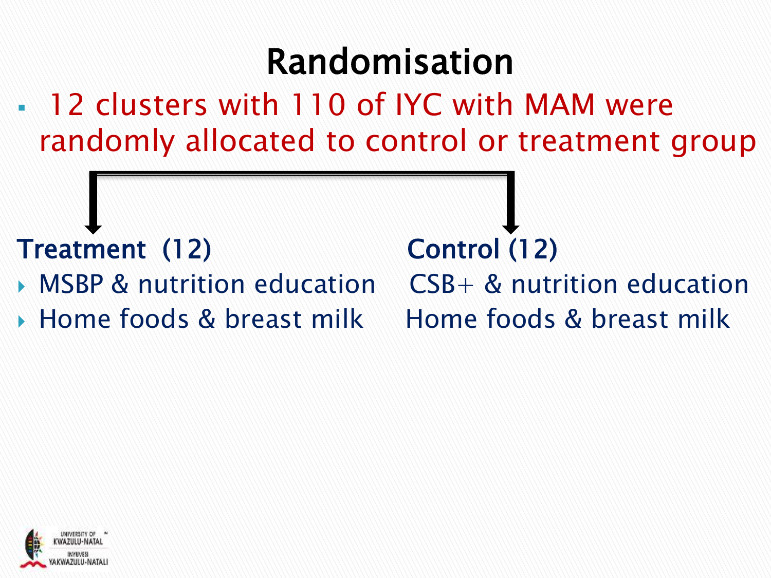# Randomisation

- 12 clusters with 110 of IYC with MAM were randomly allocated to control or treatment group

**Treatment (12)**

- MSBP & nutrition education
- Home foods & breast milk

**Control (12)**

- CSB+ & nutrition education
- Home foods & breast milk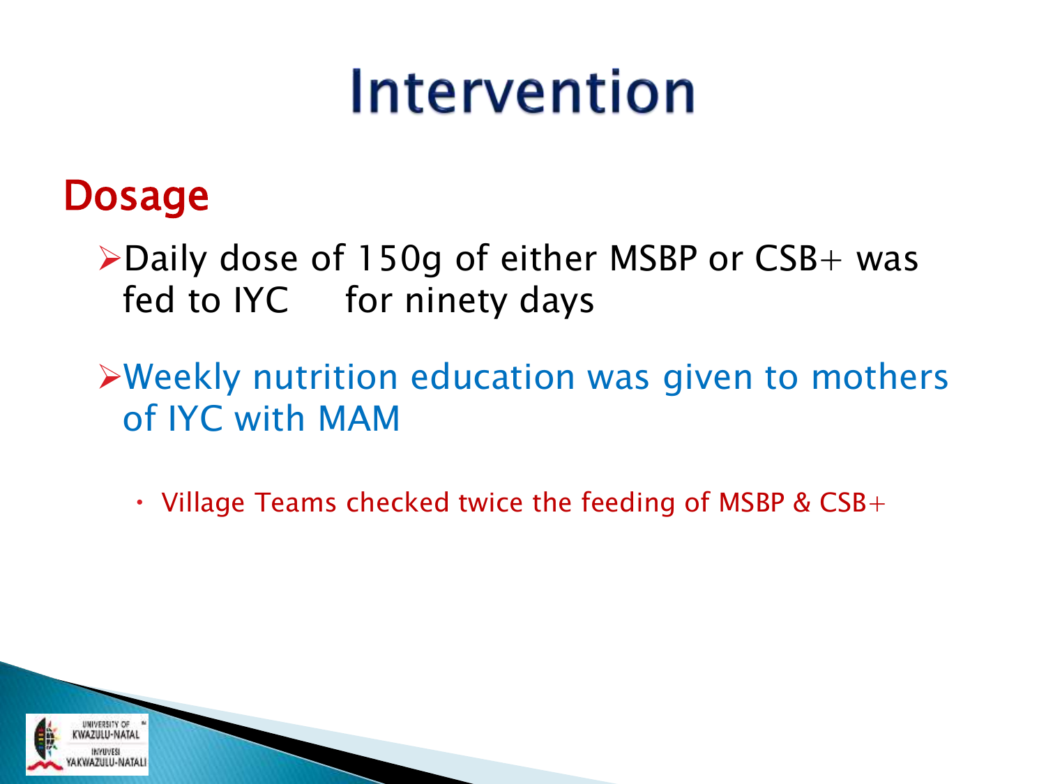# Intervention

## Dosage

- Daily dose of 150g of either MSBP or CSB+ was fed to IYC for ninety days
- Weekly nutrition education was given to mothers of IYC with MAM
  - Village Teams checked twice the feeding of MSBP & CSB+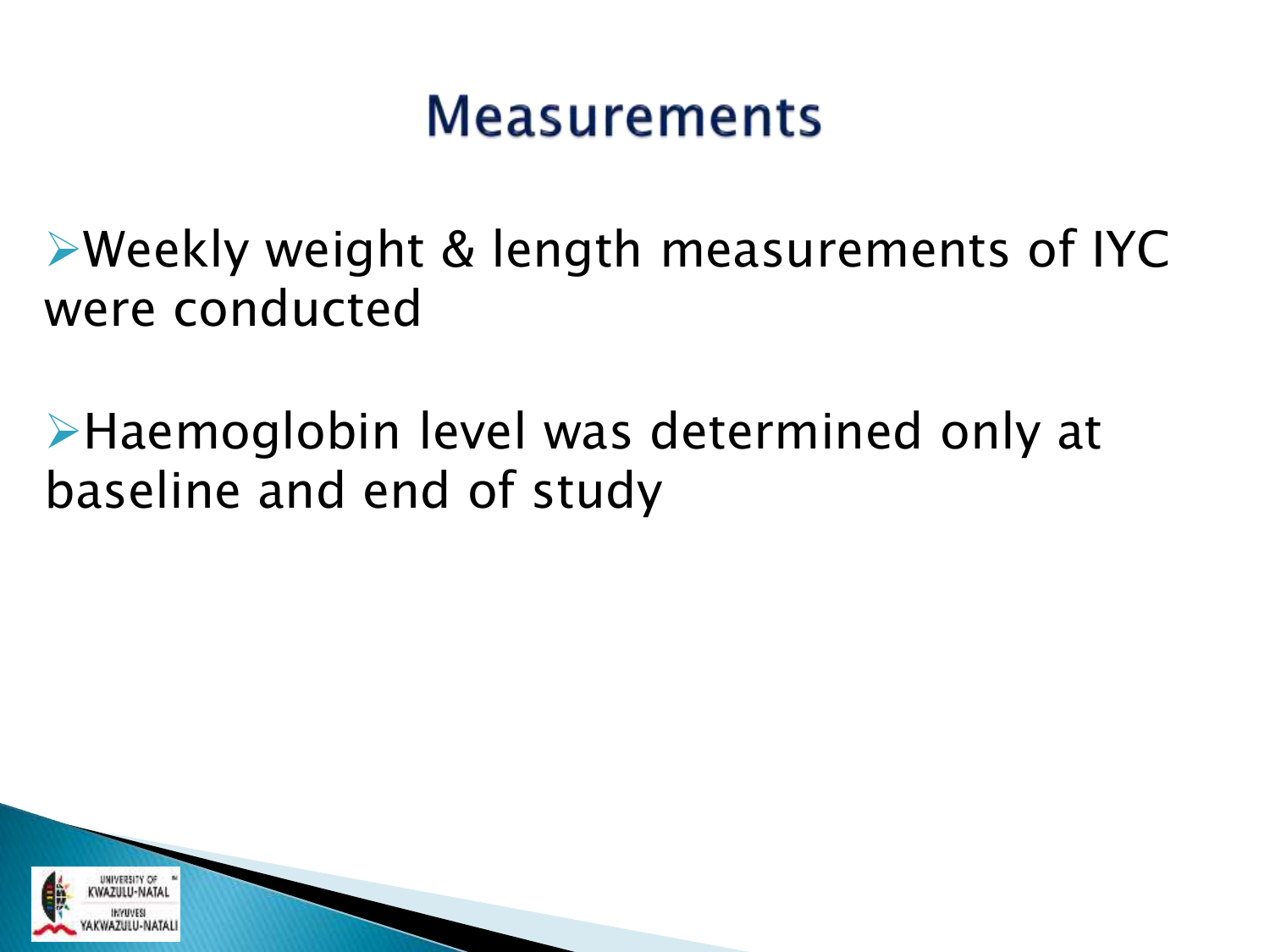# Measurements

- Weekly weight & length measurements of IYC were conducted
- Haemoglobin level was determined only at baseline and end of study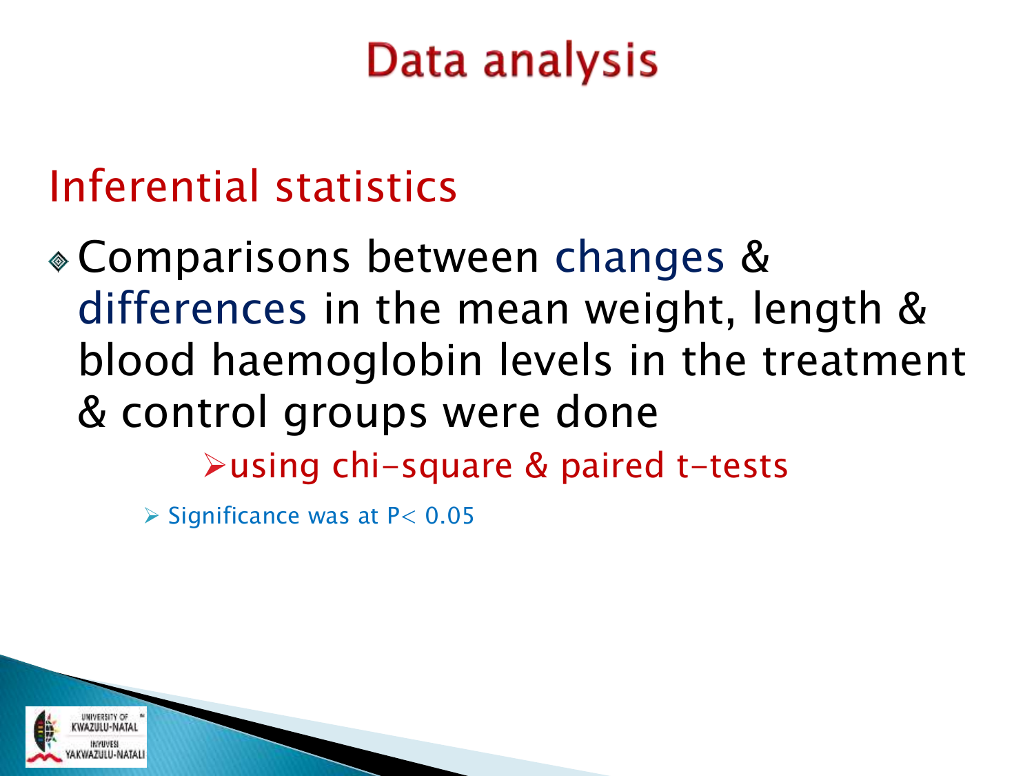# Data analysis

## Inferential statistics

- Comparisons between changes & differences in the mean weight, length & blood haemoglobin levels in the treatment & control groups were done
  - using chi-square & paired t-tests
    - Significance was at $P < 0.05$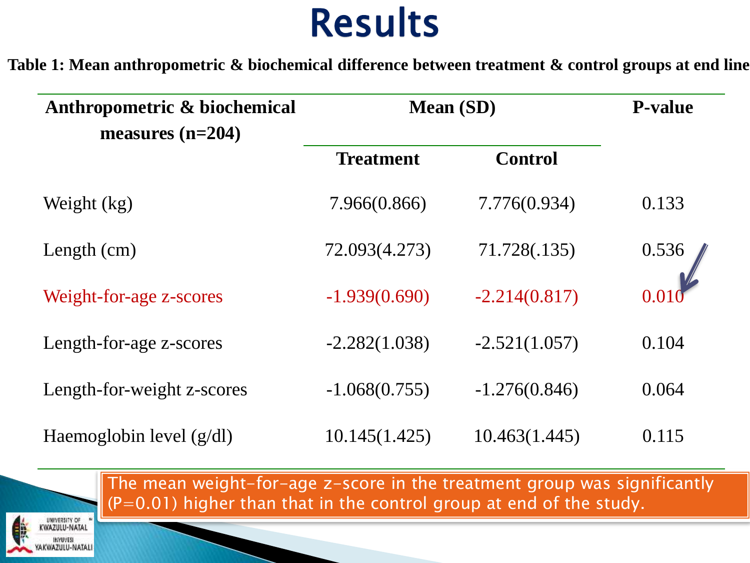# Results

**Table 1: Mean anthropometric & biochemical difference between treatment & control groups at end line**

| Anthropometric & biochemical measures (n=204) | Mean (SD) | | P-value |
|---|---|---|---|
| | Treatment | Control | |
| Weight (kg) | 7.966(0.866) | 7.776(0.934) | 0.133 |
| Length (cm) | 72.093(4.273) | 71.728(.135) | 0.536 |
| Weight-for-age z-scores | -1.939(0.690) | -2.214(0.817) | 0.010 |
| Length-for-age z-scores | -2.282(1.038) | -2.521(1.057) | 0.104 |
| Length-for-weight z-scores | -1.068(0.755) | -1.276(0.846) | 0.064 |
| Haemoglobin level (g/dl) | 10.145(1.425) | 10.463(1.445) | 0.115 |

The mean weight-for-age z-score in the treatment group was significantly (P=0.01) higher than that in the control group at end of the study.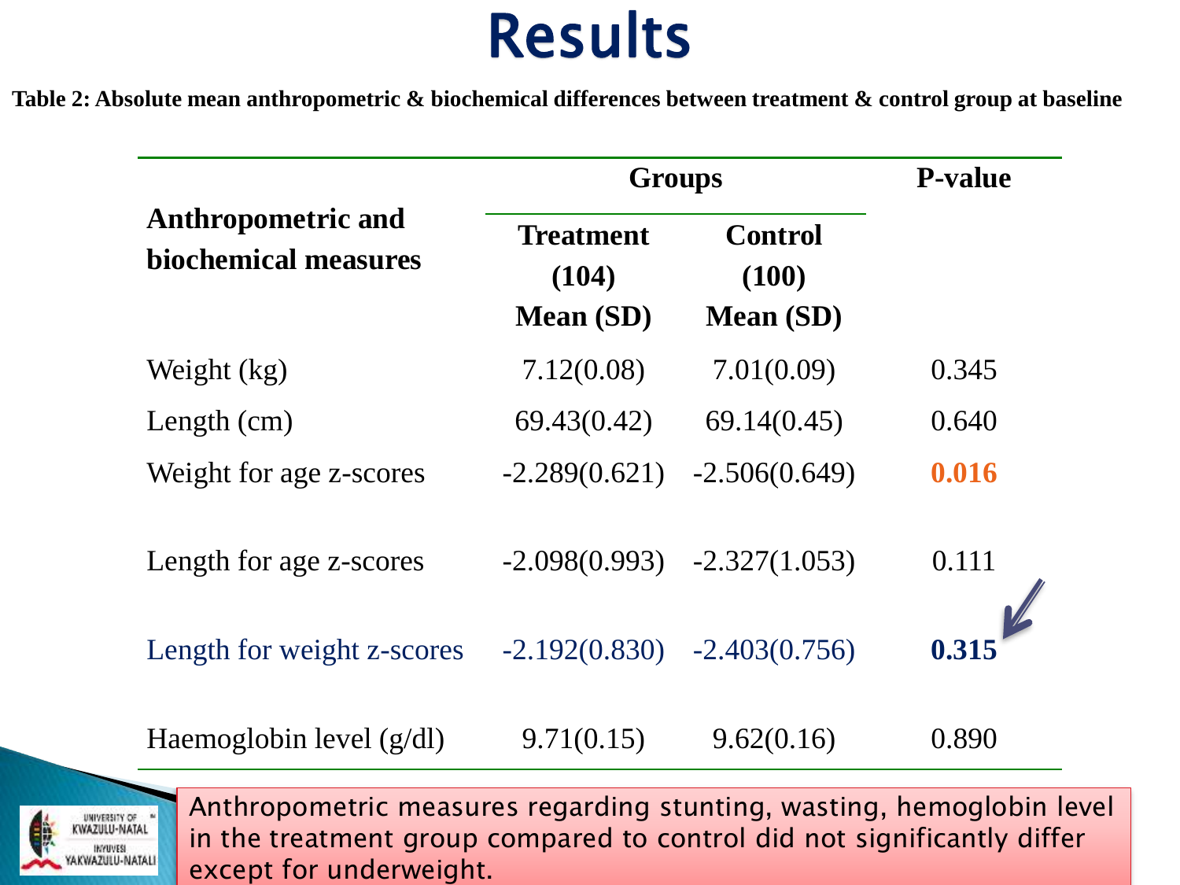# Results

**Table 2: Absolute mean anthropometric & biochemical differences between treatment & control group at baseline**

| Anthropometric and biochemical measures | Groups | | P-value |
|---|---|---|---|
| | Treatment (104) Mean (SD) | Control (100) Mean (SD) | |
| Weight (kg) | 7.12(0.08) | 7.01(0.09) | 0.345 |
| Length (cm) | 69.43(0.42) | 69.14(0.45) | 0.640 |
| Weight for age z-scores | -2.289(0.621) | -2.506(0.649) | **0.016** |
| Length for age z-scores | -2.098(0.993) | -2.327(1.053) | 0.111 |
| Length for weight z-scores | -2.192(0.830) | -2.403(0.756) | **0.315** |
| Haemoglobin level (g/dl) | 9.71(0.15) | 9.62(0.16) | 0.890 |

Anthropometric measures regarding stunting, wasting, hemoglobin level in the treatment group compared to control did not significantly differ except for underweight.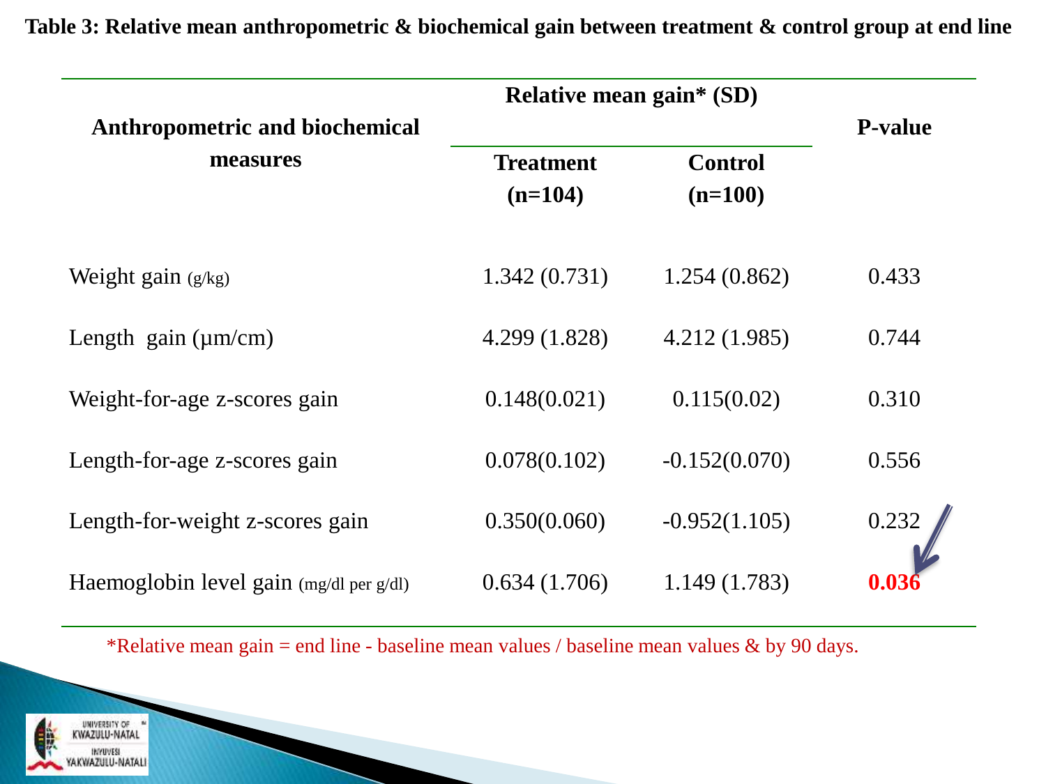**Table 3: Relative mean anthropometric & biochemical gain between treatment & control group at end line**

| Anthropometric and biochemical measures | Relative mean gain* (SD) | | P-value |
|---|---|---|---|
| | Treatment (n=104) | Control (n=100) | |
| Weight gain (g/kg) | 1.342 (0.731) | 1.254 (0.862) | 0.433 |
| Length gain (μm/cm) | 4.299 (1.828) | 4.212 (1.985) | 0.744 |
| Weight-for-age z-scores gain | 0.148(0.021) | 0.115(0.02) | 0.310 |
| Length-for-age z-scores gain | 0.078(0.102) | -0.152(0.070) | 0.556 |
| Length-for-weight z-scores gain | 0.350(0.060) | -0.952(1.105) | 0.232 |
| Haemoglobin level gain (mg/dl per g/dl) | 0.634 (1.706) | 1.149 (1.783) | **0.036** |

*Relative mean gain = end line - baseline mean values / baseline mean values & by 90 days.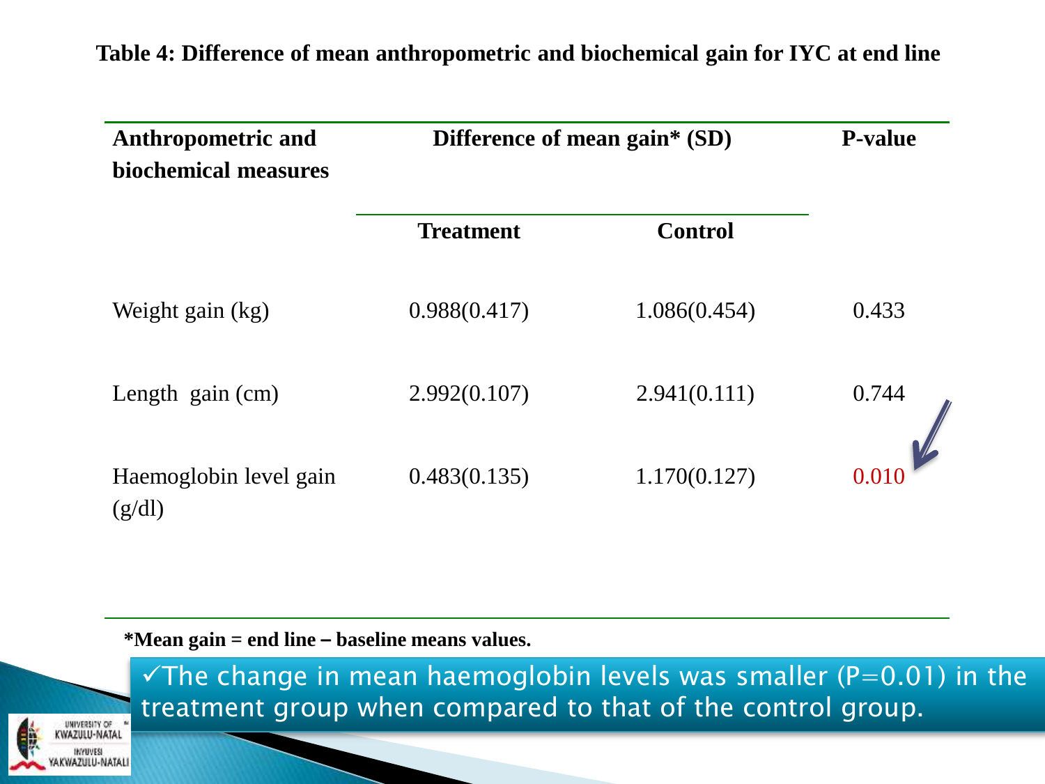**Table 4: Difference of mean anthropometric and biochemical gain for IYC at end line**

| Anthropometric and biochemical measures | Difference of mean gain* (SD) | | P-value |
|---|---|---|---|
| | Treatment | Control | |
| Weight gain (kg) | 0.988(0.417) | 1.086(0.454) | 0.433 |
| Length gain (cm) | 2.992(0.107) | 2.941(0.111) | 0.744 |
| Haemoglobin level gain (g/dl) | 0.483(0.135) | 1.170(0.127) | 0.010 |

**\*Mean gain = end line – baseline means values.**

✓The change in mean haemoglobin levels was smaller (P=0.01) in the treatment group when compared to that of the control group.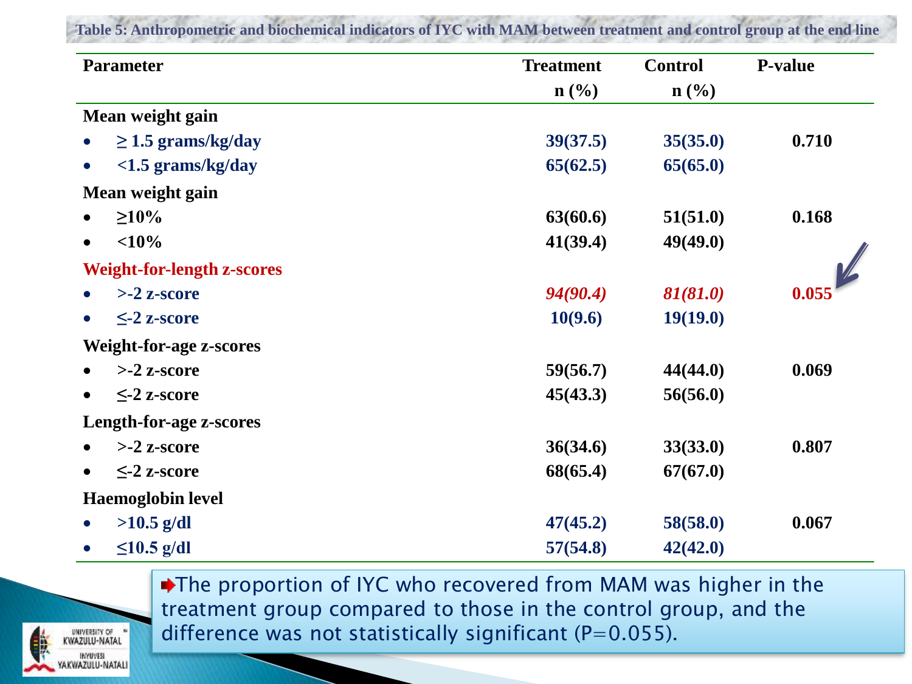**Table 5: Anthropometric and biochemical indicators of IYC with MAM between treatment and control group at the end line**

| Parameter | Treatment n (%) | Control n (%) | P-value |
|---|---|---|---|
| **Mean weight gain** | | | |
| • ≥ 1.5 grams/kg/day | 39(37.5) | 35(35.0) | 0.710 |
| • <1.5 grams/kg/day | 65(62.5) | 65(65.0) | |
| **Mean weight gain** | | | |
| • ≥10% | 63(60.6) | 51(51.0) | 0.168 |
| • <10% | 41(39.4) | 49(49.0) | |
| **Weight-for-length z-scores** | | | |
| • >-2 z-score | *94(90.4)* | *81(81.0)* | 0.055 |
| • ≤-2 z-score | 10(9.6) | 19(19.0) | |
| **Weight-for-age z-scores** | | | |
| • >-2 z-score | 59(56.7) | 44(44.0) | 0.069 |
| • ≤-2 z-score | 45(43.3) | 56(56.0) | |
| **Length-for-age z-scores** | | | |
| • >-2 z-score | 36(34.6) | 33(33.0) | 0.807 |
| • ≤-2 z-score | 68(65.4) | 67(67.0) | |
| **Haemoglobin level** | | | |
| • >10.5 g/dl | 47(45.2) | 58(58.0) | 0.067 |
| • ≤10.5 g/dl | 57(54.8) | 42(42.0) | |

- The proportion of IYC who recovered from MAM was higher in the treatment group compared to those in the control group, and the difference was not statistically significant (P=0.055).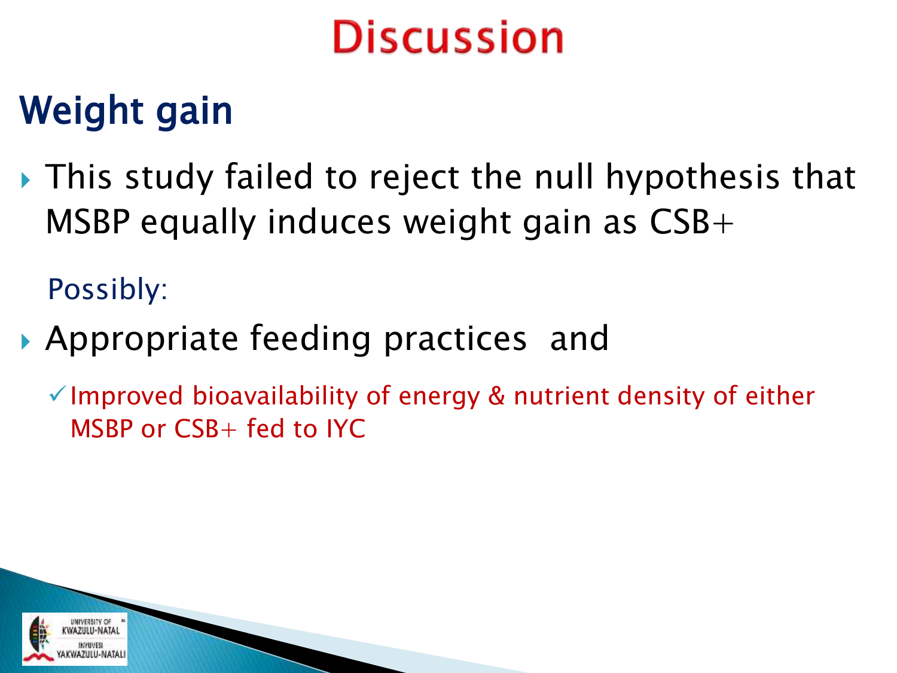# Discussion

## Weight gain

- This study failed to reject the null hypothesis that MSBP equally induces weight gain as CSB+

Possibly:

- Appropriate feeding practices and
  - ✓ Improved bioavailability of energy & nutrient density of either MSBP or CSB+ fed to IYC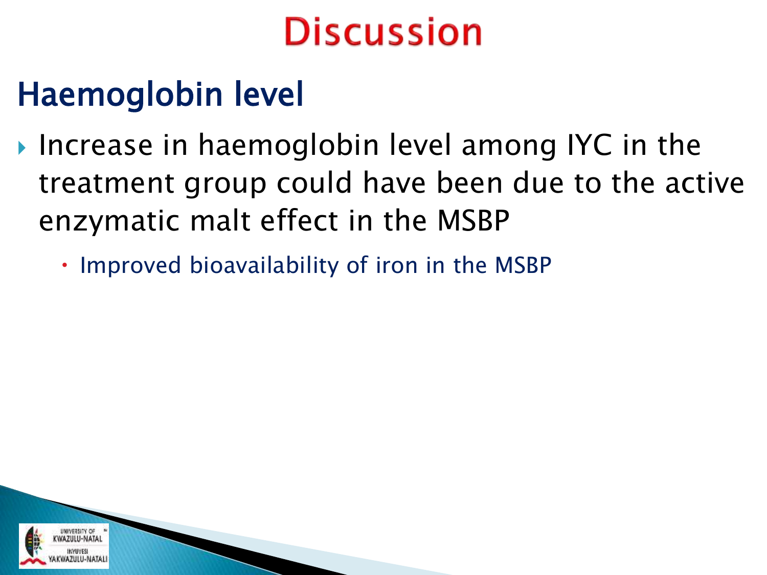# Discussion

## Haemoglobin level

- Increase in haemoglobin level among IYC in the treatment group could have been due to the active enzymatic malt effect in the MSBP
  - Improved bioavailability of iron in the MSBP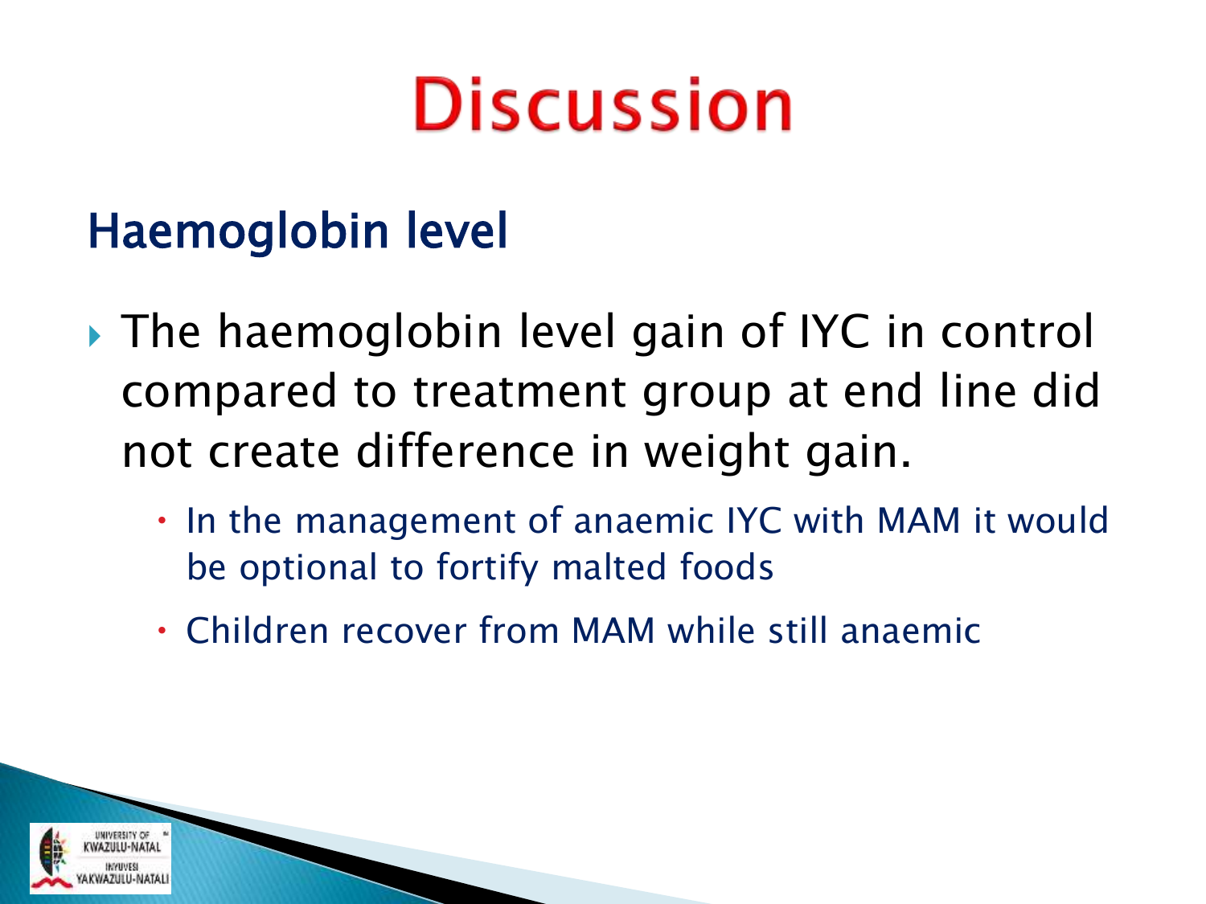# Discussion

## Haemoglobin level

- The haemoglobin level gain of IYC in control compared to treatment group at end line did not create difference in weight gain.
  - In the management of anaemic IYC with MAM it would be optional to fortify malted foods
  - Children recover from MAM while still anaemic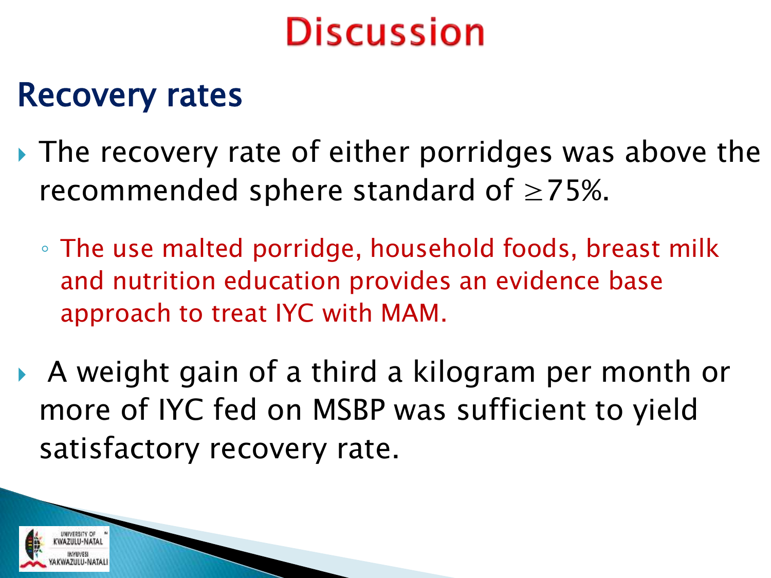# Discussion

## Recovery rates

- The recovery rate of either porridges was above the recommended sphere standard of $\geq$75%.
  - The use malted porridge, household foods, breast milk and nutrition education provides an evidence base approach to treat IYC with MAM.
- A weight gain of a third a kilogram per month or more of IYC fed on MSBP was sufficient to yield satisfactory recovery rate.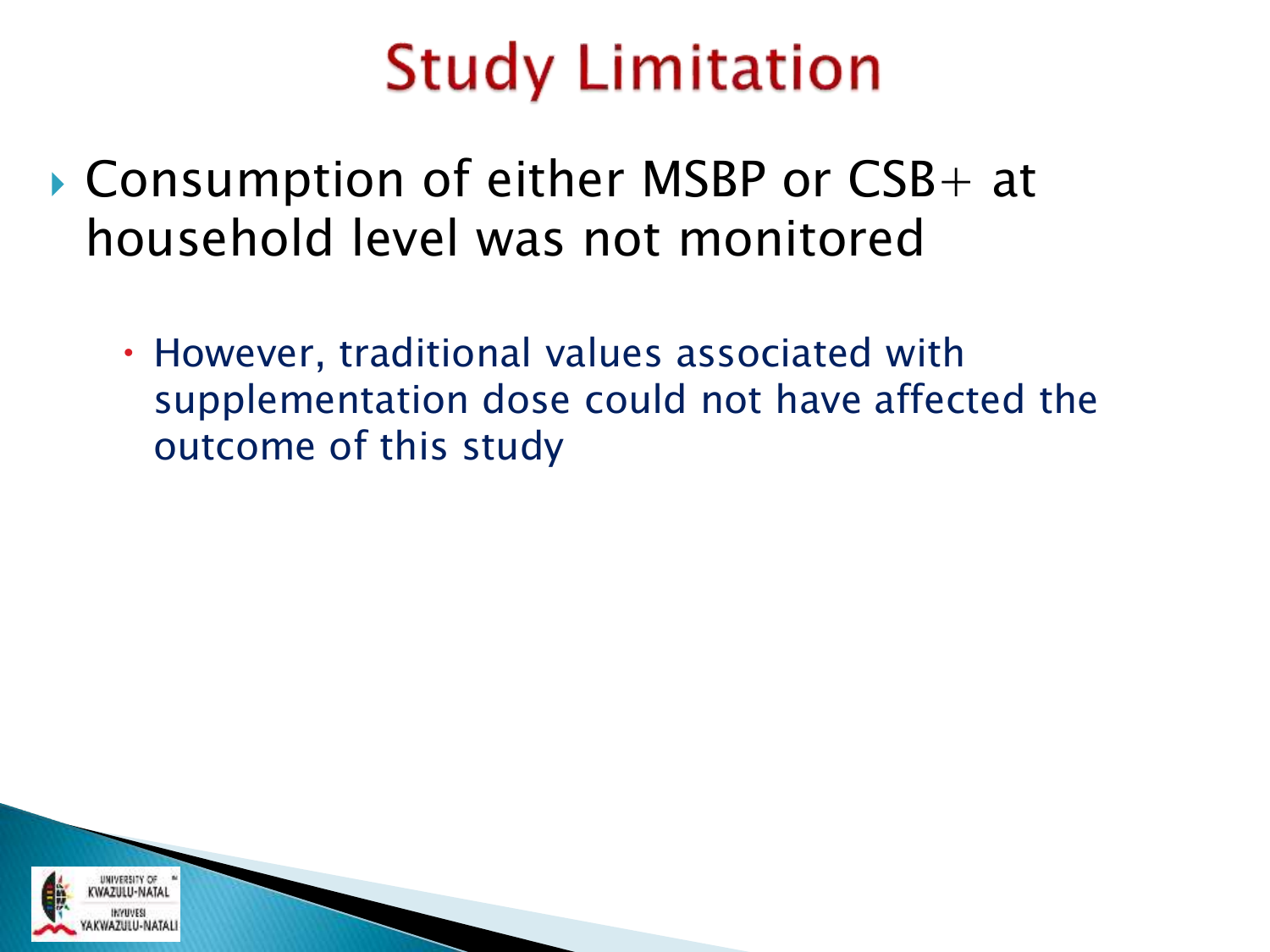# Study Limitation

- Consumption of either MSBP or CSB+ at household level was not monitored
  - However, traditional values associated with supplementation dose could not have affected the outcome of this study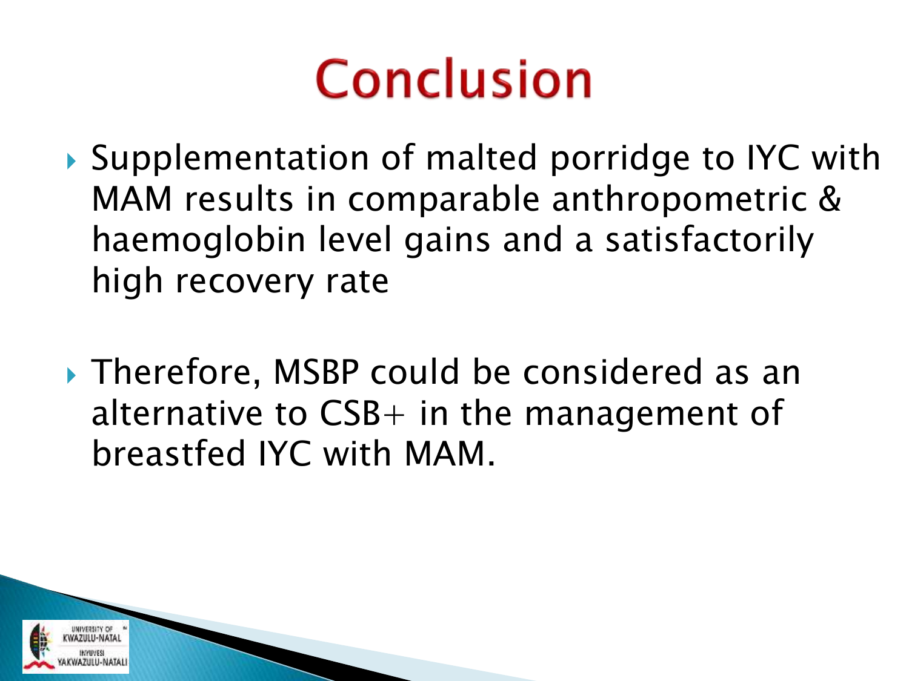# Conclusion

- Supplementation of malted porridge to IYC with MAM results in comparable anthropometric & haemoglobin level gains and a satisfactorily high recovery rate

- Therefore, MSBP could be considered as an alternative to CSB+ in the management of breastfed IYC with MAM.